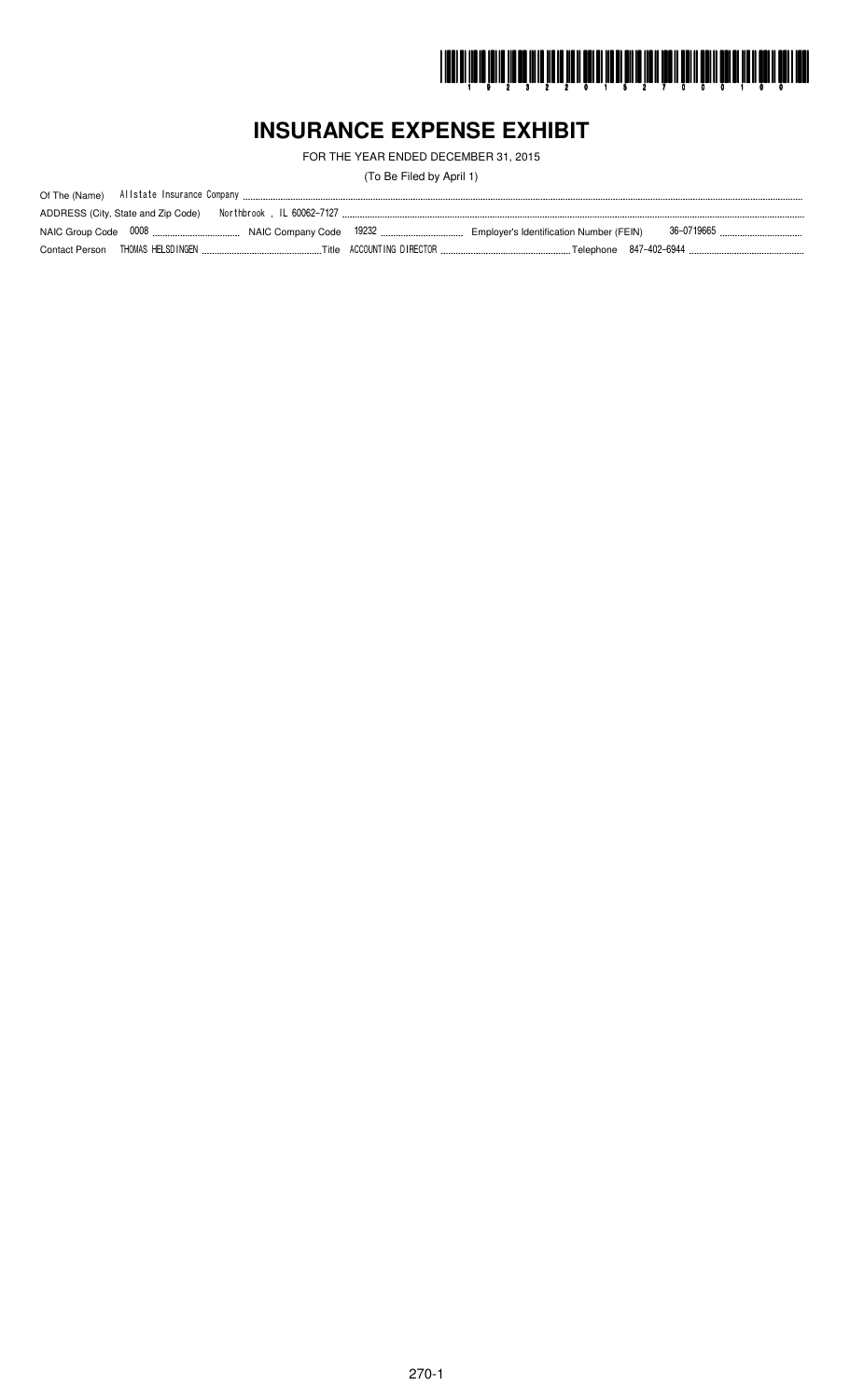# INSURANCE EXPENSE EXHIBIT

FOR THE YEAR ENDED DECEMBER 31, 2015

(To Be Filed by April 1)

Of The (Name) Allstate Insurance Company

ADDRESS (City, State and Zip Code) Northbrook , IL 60062-7127

NAIC Group Code 0008 NAIC Company Code 19232 Employer's Identification Number (FEIN) 36-0719665

Contact Person THOMAS HELSDINGEN Title ACCOUNTING DIRECTOR Telephone 847-402-6944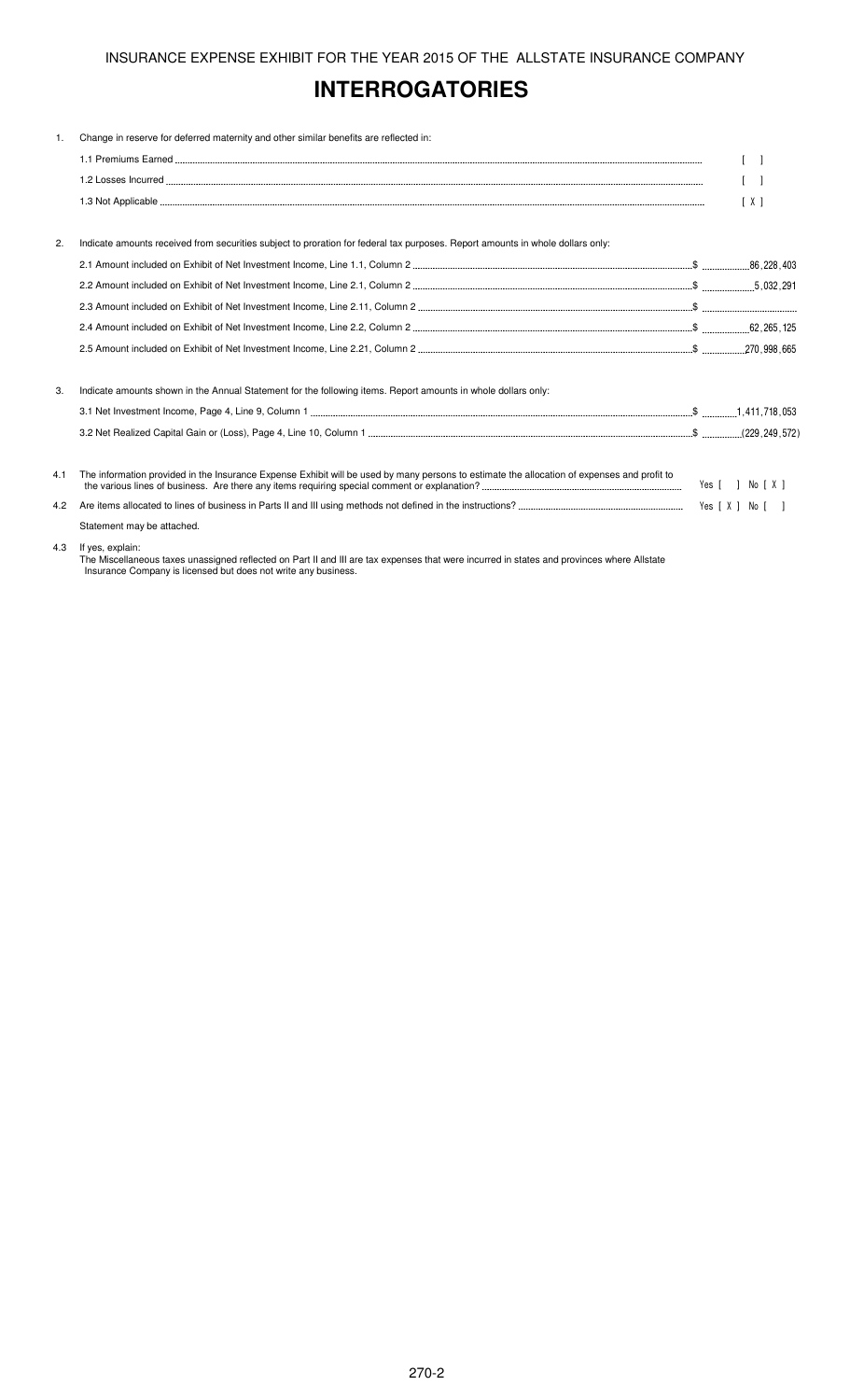INSURANCE EXPENSE EXHIBIT FOR THE YEAR 2015 OF THE ALLSTATE INSURANCE COMPANY

# INTERROGATORIES

1. Change in reserve for deferred maternity and other similar benefits are reflected in:

| | |
|---|---|
| 1.1 Premiums Earned | [ ] |
| 1.2 Losses Incurred | [ ] |
| 1.3 Not Applicable | [ X ] |

2. Indicate amounts received from securities subject to proration for federal tax purposes. Report amounts in whole dollars only:

| | |
|---|---|
| 2.1 Amount included on Exhibit of Net Investment Income, Line 1.1, Column 2 | $ 86,228,403 |
| 2.2 Amount included on Exhibit of Net Investment Income, Line 2.1, Column 2 | $ 5,032,291 |
| 2.3 Amount included on Exhibit of Net Investment Income, Line 2.11, Column 2 | $ |
| 2.4 Amount included on Exhibit of Net Investment Income, Line 2.2, Column 2 | $ 62,265,125 |
| 2.5 Amount included on Exhibit of Net Investment Income, Line 2.21, Column 2 | $ 270,998,665 |

3. Indicate amounts shown in the Annual Statement for the following items. Report amounts in whole dollars only:

| | |
|---|---|
| 3.1 Net Investment Income, Page 4, Line 9, Column 1 | $ 1,411,718,053 |
| 3.2 Net Realized Capital Gain or (Loss), Page 4, Line 10, Column 1 | $ (229,249,572) |

4.1 The information provided in the Insurance Expense Exhibit will be used by many persons to estimate the allocation of expenses and profit to the various lines of business. Are there any items requiring special comment or explanation? Yes [ ] No [ X ]

4.2 Are items allocated to lines of business in Parts II and III using methods not defined in the instructions? Yes [ X ] No [ ]

Statement may be attached.

4.3 If yes, explain:
The Miscellaneous taxes unassigned reflected on Part II and III are tax expenses that were incurred in states and provinces where Allstate Insurance Company is licensed but does not write any business.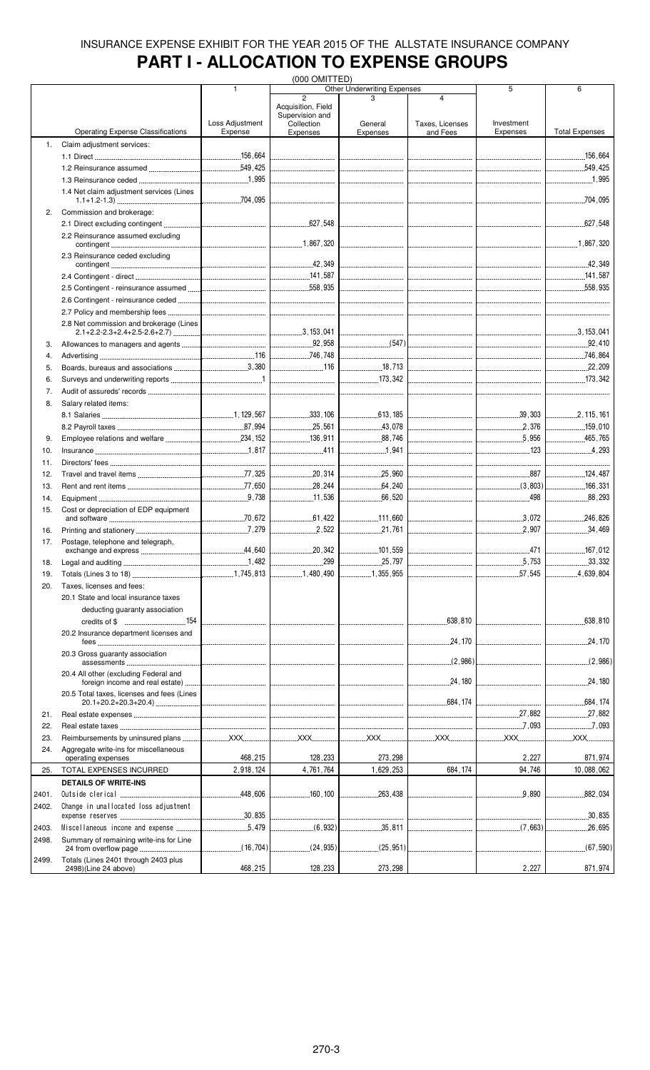INSURANCE EXPENSE EXHIBIT FOR THE YEAR 2015 OF THE ALLSTATE INSURANCE COMPANY

# PART I - ALLOCATION TO EXPENSE GROUPS

(000 OMITTED)

| | Operating Expense Classifications | 1<br>Loss Adjustment Expense | Other Underwriting Expenses<br>2<br>Acquisition, Field Supervision and Collection Expenses | 3<br>General Expenses | 4<br>Taxes, Licenses and Fees | 5<br>Investment Expenses | 6<br>Total Expenses |
|---|---|---|---|---|---|---|---|
| 1. | Claim adjustment services: | | | | | | |
| | 1.1 Direct | 156,664 | | | | | 156,664 |
| | 1.2 Reinsurance assumed | 549,425 | | | | | 549,425 |
| | 1.3 Reinsurance ceded | 1,995 | | | | | 1,995 |
| | 1.4 Net claim adjustment services (Lines 1.1+1.2-1.3) | 704,095 | | | | | 704,095 |
| 2. | Commission and brokerage: | | | | | | |
| | 2.1 Direct excluding contingent | | 627,548 | | | | 627,548 |
| | 2.2 Reinsurance assumed excluding contingent | | 1,867,320 | | | | 1,867,320 |
| | 2.3 Reinsurance ceded excluding contingent | | 42,349 | | | | 42,349 |
| | 2.4 Contingent - direct | | 141,587 | | | | 141,587 |
| | 2.5 Contingent - reinsurance assumed | | 558,935 | | | | 558,935 |
| | 2.6 Contingent - reinsurance ceded | | | | | | |
| | 2.7 Policy and membership fees | | | | | | |
| | 2.8 Net commission and brokerage (Lines 2.1+2.2-2.3+2.4+2.5-2.6+2.7) | | 3,153,041 | | | | 3,153,041 |
| 3. | Allowances to managers and agents | | 92,958 | (547) | | | 92,410 |
| 4. | Advertising | 116 | 746,748 | | | | 746,864 |
| 5. | Boards, bureaus and associations | 3,380 | 116 | 18,713 | | | 22,209 |
| 6. | Surveys and underwriting reports | 1 | | 173,342 | | | 173,342 |
| 7. | Audit of assureds' records | | | | | | |
| 8. | Salary related items: | | | | | | |
| | 8.1 Salaries | 1,129,567 | 333,106 | 613,185 | | 39,303 | 2,115,161 |
| | 8.2 Payroll taxes | 87,994 | 25,561 | 43,078 | | 2,376 | 159,010 |
| 9. | Employee relations and welfare | 234,152 | 136,911 | 88,746 | | 5,956 | 465,765 |
| 10. | Insurance | 1,817 | 411 | 1,941 | | 123 | 4,293 |
| 11. | Directors' fees | | | | | | |
| 12. | Travel and travel items | 77,325 | 20,314 | 25,960 | | 887 | 124,487 |
| 13. | Rent and rent items | 77,650 | 28,244 | 64,240 | | (3,803) | 166,331 |
| 14. | Equipment | 9,738 | 11,536 | 66,520 | | 498 | 88,293 |
| 15. | Cost or depreciation of EDP equipment and software | 70,672 | 61,422 | 111,660 | | 3,072 | 246,826 |
| 16. | Printing and stationery | 7,279 | 2,522 | 21,761 | | 2,907 | 34,469 |
| 17. | Postage, telephone and telegraph, exchange and express | 44,640 | 20,342 | 101,559 | | 471 | 167,012 |
| 18. | Legal and auditing | 1,482 | 299 | 25,797 | | 5,753 | 33,332 |
| 19. | Totals (Lines 3 to 18) | 1,745,813 | 1,480,490 | 1,355,955 | | 57,545 | 4,639,804 |
| 20. | Taxes, licenses and fees: | | | | | | |
| | 20.1 State and local insurance taxes deducting guaranty association credits of $ 154 | | | | 638,810 | | 638,810 |
| | 20.2 Insurance department licenses and fees | | | | 24,170 | | 24,170 |
| | 20.3 Gross guaranty association assessments | | | | (2,986) | | (2,986) |
| | 20.4 All other (excluding Federal and foreign income and real estate) | | | | 24,180 | | 24,180 |
| | 20.5 Total taxes, licenses and fees (Lines 20.1+20.2+20.3+20.4) | | | | 684,174 | | 684,174 |
| 21. | Real estate expenses | | | | | 27,882 | 27,882 |
| 22. | Real estate taxes | | | | | 7,093 | 7,093 |
| 23. | Reimbursements by uninsured plans | XXX | XXX | XXX | XXX | XXX | XXX |
| 24. | Aggregate write-ins for miscellaneous operating expenses | 468,215 | 128,233 | 273,298 | | 2,227 | 871,974 |
| 25. | TOTAL EXPENSES INCURRED | 2,918,124 | 4,761,764 | 1,629,253 | 684,174 | 94,746 | 10,088,062 |
| | **DETAILS OF WRITE-INS** | | | | | | |
| 2401. | Outside clerical | 448,606 | 160,100 | 263,438 | | 9,890 | 882,034 |
| 2402. | Change in unallocated loss adjustment expense reserves | 30,835 | | | | | 30,835 |
| 2403. | Miscellaneous income and expense | 5,479 | (6,932) | 35,811 | | (7,663) | 26,695 |
| 2498. | Summary of remaining write-ins for Line 24 from overflow page | (16,704) | (24,935) | (25,951) | | | (67,590) |
| 2499. | Totals (Lines 2401 through 2403 plus 2498)(Line 24 above) | 468,215 | 128,233 | 273,298 | | 2,227 | 871,974 |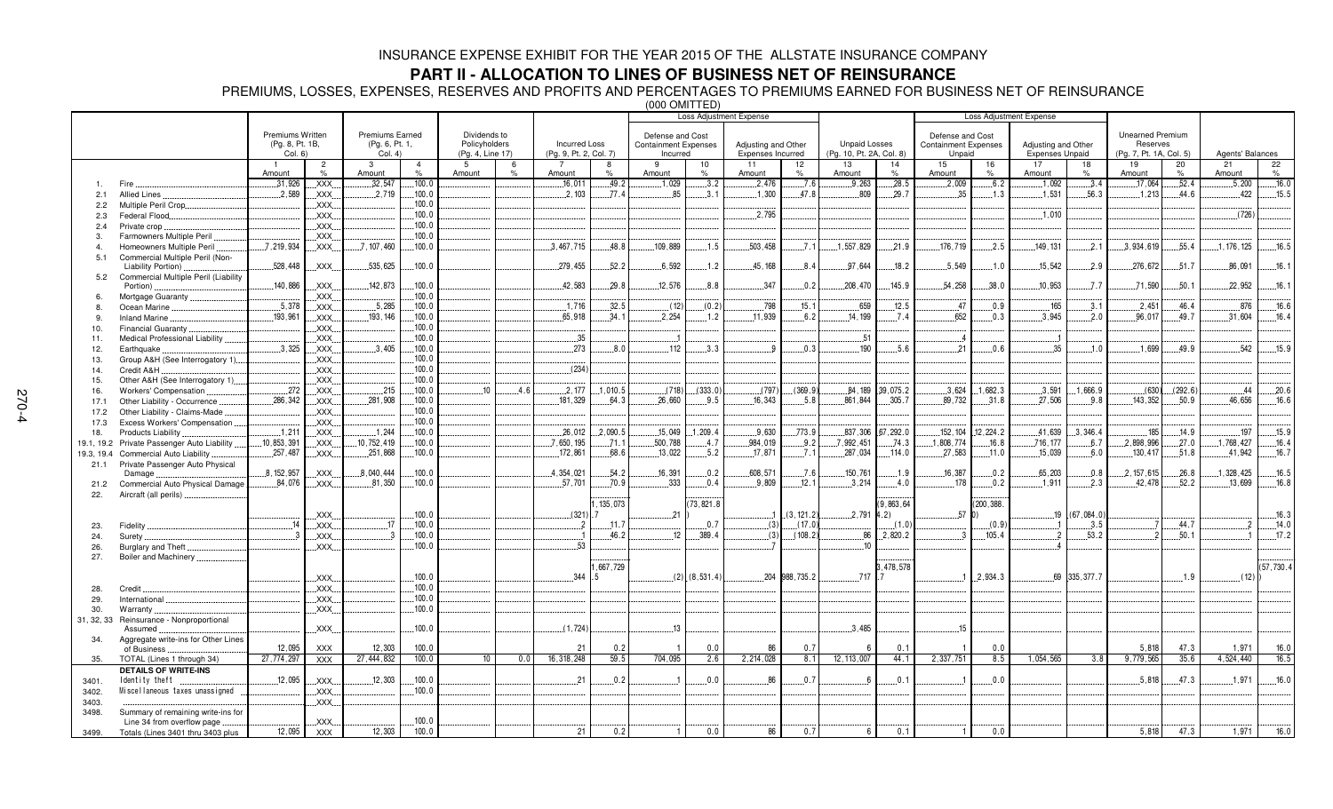# INSURANCE EXPENSE EXHIBIT FOR THE YEAR 2015 OF THE ALLSTATE INSURANCE COMPANY

## PART II - ALLOCATION TO LINES OF BUSINESS NET OF REINSURANCE

PREMIUMS, LOSSES, EXPENSES, RESERVES AND PROFITS AND PERCENTAGES TO PREMIUMS EARNED FOR BUSINESS NET OF REINSURANCE

(000 OMITTED)

| | | Premiums Written (Pg. 8, Pt. 1B, Col. 6) | | Premiums Earned (Pg. 6, Pt. 1, Col. 4) | | Dividends to Policyholders (Pg. 4, Line 17) | | Incurred Loss (Pg. 9, Pt. 2, Col. 7) | | Loss Adjustment Expense: Defense and Cost Containment Expenses Incurred | | Loss Adjustment Expense: Adjusting and Other Expenses Incurred | | Unpaid Losses (Pg. 10, Pt. 2A, Col. 8) | | Loss Adjustment Expense: Defense and Cost Containment Expenses Unpaid | | Loss Adjustment Expense: Adjusting and Other Expenses Unpaid | | Unearned Premium Reserves (Pg. 7, Pt. 1A, Col. 5) | | Agents' Balances | |
|---|---|---|---|---|---|---|---|---|---|---|---|---|---|---|---|---|---|---|---|---|---|---|---|
| | | 1 Amount | 2 % | 3 Amount | 4 % | 5 Amount | 6 % | 7 Amount | 8 % | 9 Amount | 10 % | 11 Amount | 12 % | 13 Amount | 14 % | 15 Amount | 16 % | 17 Amount | 18 % | 19 Amount | 20 % | 21 Amount | 22 % |
| 1. | Fire | 31,926 | XXX | 32,547 | 100.0 | | | 16,011 | 49.2 | 1,029 | 3.2 | 2,476 | 7.6 | 9,263 | 28.5 | 2,009 | 6.2 | 1,092 | 3.4 | 17,064 | 52.4 | 5,200 | 16.0 |
| 2.1 | Allied Lines | 2,589 | XXX | 2,719 | 100.0 | | | 2,103 | 77.4 | 85 | 3.1 | 1,300 | 47.8 | 809 | 29.7 | 35 | 1.3 | 1,531 | 56.3 | 1,213 | 44.6 | 422 | 15.5 |
| 2.2 | Multiple Peril Crop | | XXX | | 100.0 | | | | | | | | | | | | | | | | | | |
| 2.3 | Federal Flood | | XXX | | 100.0 | | | | | | | 2,795 | | | | | | 1,010 | | | | (726) | |
| 2.4 | Private crop | | XXX | | 100.0 | | | | | | | | | | | | | | | | | | |
| 3. | Farmowners Multiple Peril | | XXX | | 100.0 | | | | | | | | | | | | | | | | | | |
| 4. | Homeowners Multiple Peril | 7,219,934 | XXX | 7,107,460 | 100.0 | | | 3,467,715 | 48.8 | 109,889 | 1.5 | 503,458 | 7.1 | 1,557,829 | 21.9 | 176,719 | 2.5 | 149,131 | 2.1 | 3,934,619 | 55.4 | 1,176,125 | 16.5 |
| 5.1 | Commercial Multiple Peril (Non-Liability Portion) | 528,448 | XXX | 535,625 | 100.0 | | | 279,455 | 52.2 | 6,592 | 1.2 | 45,168 | 8.4 | 97,644 | 18.2 | 5,549 | 1.0 | 15,542 | 2.9 | 276,672 | 51.7 | 86,091 | 16.1 |
| 5.2 | Commercial Multiple Peril (Liability Portion) | 140,886 | XXX | 142,873 | 100.0 | | | 42,583 | 29.8 | 12,576 | 8.8 | 347 | 0.2 | 208,470 | 145.9 | 54,258 | 38.0 | 10,953 | 7.7 | 71,590 | 50.1 | 22,952 | 16.1 |
| 6. | Mortgage Guaranty | | XXX | | 100.0 | | | | | | | | | | | | | | | | | | |
| 8. | Ocean Marine | 5,378 | XXX | 5,285 | 100.0 | | | 1,716 | 32.5 | (12) | (0.2) | 798 | 15.1 | 659 | 12.5 | 47 | 0.9 | 165 | 3.1 | 2,451 | 46.4 | 876 | 16.6 |
| 9. | Inland Marine | 193,961 | XXX | 193,146 | 100.0 | | | 65,918 | 34.1 | 2,254 | 1.2 | 11,939 | 6.2 | 14,199 | 7.4 | 652 | 0.3 | 3,945 | 2.0 | 96,017 | 49.7 | 31,604 | 16.4 |
| 10. | Financial Guaranty | | XXX | | 100.0 | | | | | | | | | | | | | | | | | | |
| 11. | Medical Professional Liability | | XXX | | 100.0 | | | 35 | | 1 | | | | 51 | | 4 | | 1 | | | | | |
| 12. | Earthquake | 3,325 | XXX | 3,405 | 100.0 | | | 273 | 8.0 | 112 | 3.3 | 9 | 0.3 | 190 | 5.6 | 21 | 0.6 | 35 | 1.0 | 1,699 | 49.9 | 542 | 15.9 |
| 13. | Group A&H (See Interrogatory 1) | | XXX | | 100.0 | | | | | | | | | | | | | | | | | | |
| 14. | Credit A&H | | XXX | | 100.0 | | | (234) | | | | | | | | | | | | | | | |
| 15. | Other A&H (See Interrogatory 1) | | XXX | | 100.0 | | | | | | | | | | | | | | | | | | |
| 16. | Workers' Compensation | 272 | XXX | 215 | 100.0 | 10 | 4.6 | 2,177 | 1,010.5 | (718) | (333.0) | (797) | (369.9) | 84,189 | 39,075.2 | 3,624 | 1,682.3 | 3,591 | 1,666.9 | (630) | (292.6) | 44 | 20.6 |
| 17.1 | Other Liability - Occurrence | 286,342 | XXX | 281,908 | 100.0 | | | 181,329 | 64.3 | 26,660 | 9.5 | 16,343 | 5.8 | 861,844 | 305.7 | 89,732 | 31.8 | 27,506 | 9.8 | 143,352 | 50.9 | 46,656 | 16.6 |
| 17.2 | Other Liability - Claims-Made | | XXX | | 100.0 | | | | | | | | | | | | | | | | | | |
| 17.3 | Excess Workers' Compensation | | XXX | | 100.0 | | | | | | | | | | | | | | | | | | |
| 18. | Products Liability | 1,211 | XXX | 1,244 | 100.0 | | | 26,012 | 2,090.5 | 15,049 | 1,209.4 | 9,630 | 773.9 | 837,306 | 67,292.0 | 152,104 | 12,224.2 | 41,639 | 3,346.4 | 185 | 14.9 | 197 | 15.9 |
| 19.1, 19.2 | Private Passenger Auto Liability | 10,853,391 | XXX | 10,752,419 | 100.0 | | | 7,650,195 | 71.1 | 500,788 | 4.7 | 984,019 | 9.2 | 7,992,451 | 74.3 | 1,808,774 | 16.8 | 716,177 | 6.7 | 2,898,996 | 27.0 | 1,768,427 | 16.4 |
| 19.3, 19.4 | Commercial Auto Liability | 257,487 | XXX | 251,868 | 100.0 | | | 172,861 | 68.6 | 13,022 | 5.2 | 17,871 | 7.1 | 287,034 | 114.0 | 27,583 | 11.0 | 15,039 | 6.0 | 130,417 | 51.8 | 41,942 | 16.7 |
| 21.1 | Private Passenger Auto Physical Damage | 8,152,957 | XXX | 8,040,444 | 100.0 | | | 4,354,021 | 54.2 | 16,391 | 0.2 | 608,571 | 7.6 | 150,761 | 1.9 | 16,387 | 0.2 | 65,203 | 0.8 | 2,157,615 | 26.8 | 1,328,425 | 16.5 |
| 21.2 | Commercial Auto Physical Damage | 84,076 | XXX | 81,350 | 100.0 | | | 57,701 | 70.9 | 333 | 0.4 | 9,809 | 12.1 | 3,214 | 4.0 | 178 | 0.2 | 1,911 | 2.3 | 42,478 | 52.2 | 13,699 | 16.8 |
| 22. | Aircraft (all perils) | | XXX | | 100.0 | | | (321) | 1,135,073.7 | 21 | (73,821.8) | 1 | (3,121.2) | 2,791 | (9,863,644.2) | 57 | (200,388.0) | 19 | (67,084.0) | | | | 16.3 |
| 23. | Fidelity | 14 | XXX | 17 | 100.0 | | | 2 | 11.7 | | 0.7 | (3) | (17.0) | | (1.0) | | (0.9) | 1 | 3.5 | 7 | 44.7 | 2 | 14.0 |
| 24. | Surety | 3 | XXX | 3 | 100.0 | | | 1 | 46.2 | 12 | 389.4 | (3) | (108.2) | 86 | 2,820.2 | 3 | 105.4 | 2 | 53.2 | 2 | 50.1 | 1 | 17.2 |
| 26. | Burglary and Theft | | XXX | | 100.0 | | | 53 | | | | 7 | | 10 | | | | 4 | | | | | |
| 27. | Boiler and Machinery | | XXX | | 100.0 | | | 344 | 1,667,729.5 | (2) | (8,531.4) | 204 | 988,735.2 | 717 | 3,478,578.7 | 1 | 2,934.3 | 69 | 335,377.7 | | 1.9 | (12) | (57,730.4) |
| 28. | Credit | | XXX | | 100.0 | | | | | | | | | | | | | | | | | | |
| 29. | International | | XXX | | 100.0 | | | | | | | | | | | | | | | | | | |
| 30. | Warranty | | XXX | | 100.0 | | | | | | | | | | | | | | | | | | |
| 31, 32, 33 | Reinsurance - Nonproportional Assumed | | XXX | | 100.0 | | | (1,724) | | 13 | | | | 3,485 | | 15 | | | | | | | |
| 34. | Aggregate write-ins for Other Lines of Business | 12,095 | XXX | 12,303 | 100.0 | | | 21 | 0.2 | 1 | 0.0 | 86 | 0.7 | 6 | 0.1 | 1 | 0.0 | | | 5,818 | 47.3 | 1,971 | 16.0 |
| 35. | TOTAL (Lines 1 through 34) | 27,774,297 | XXX | 27,444,832 | 100.0 | 10 | 0.0 | 16,318,248 | 59.5 | 704,095 | 2.6 | 2,214,028 | 8.1 | 12,113,007 | 44.1 | 2,337,751 | 8.5 | 1,054,565 | 3.8 | 9,779,565 | 35.6 | 4,524,440 | 16.5 |
| | DETAILS OF WRITE-INS | | | | | | | | | | | | | | | | | | | | | | |
| 3401. | Identity theft | 12,095 | XXX | 12,303 | 100.0 | | | 21 | 0.2 | 1 | 0.0 | 86 | 0.7 | 6 | 0.1 | 1 | 0.0 | | | 5,818 | 47.3 | 1,971 | 16.0 |
| 3402. | Miscellaneous taxes unassigned | | XXX | | 100.0 | | | | | | | | | | | | | | | | | | |
| 3403. | | | XXX | | | | | | | | | | | | | | | | | | | | |
| 3498. | Summary of remaining write-ins for Line 34 from overflow page | | XXX | | 100.0 | | | | | | | | | | | | | | | | | | |
| 3499. | Totals (Lines 3401 thru 3403 plus | 12,095 | XXX | 12,303 | 100.0 | | | 21 | 0.2 | 1 | 0.0 | 86 | 0.7 | 6 | 0.1 | 1 | 0.0 | | | 5,818 | 47.3 | 1,971 | 16.0 |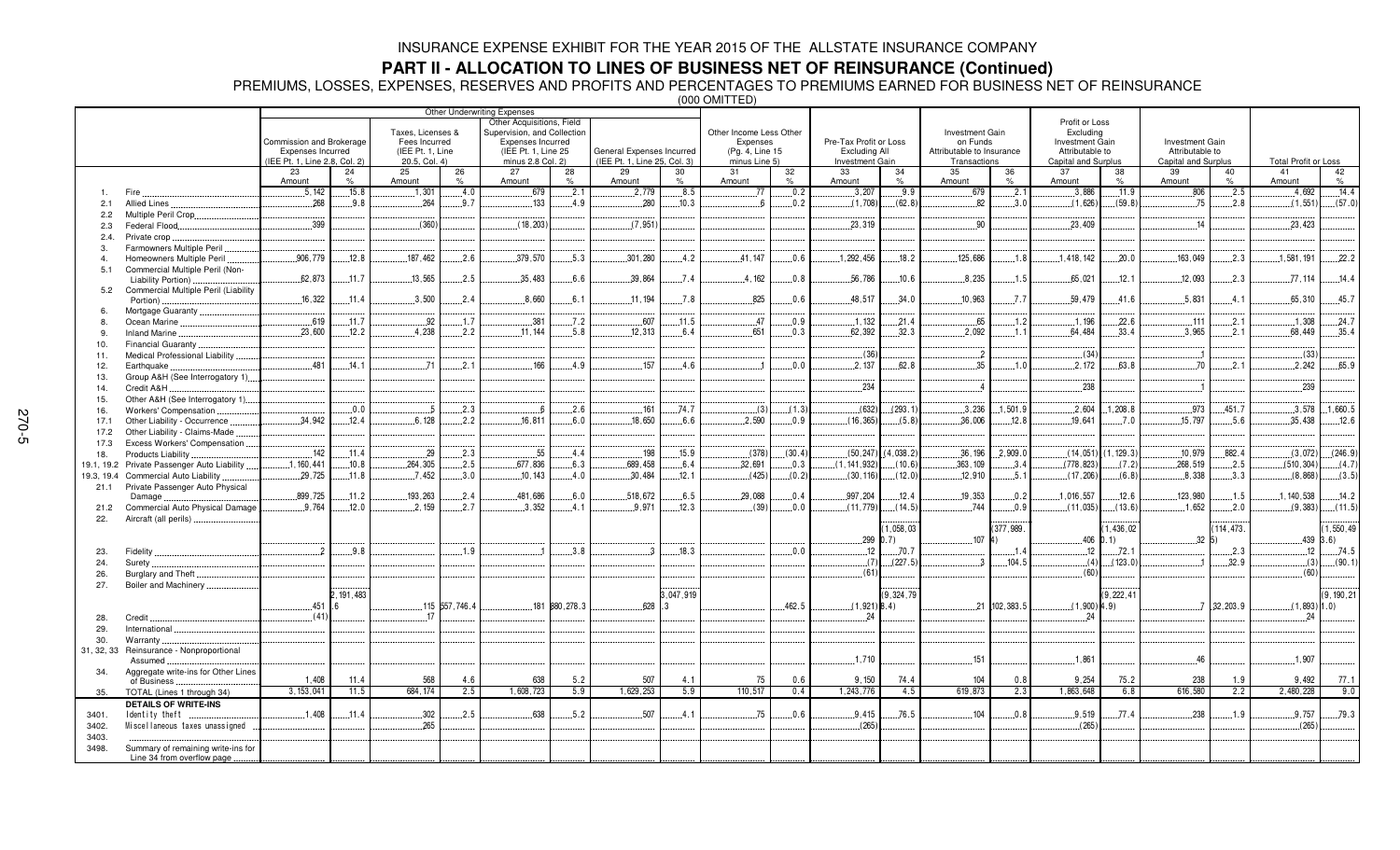# INSURANCE EXPENSE EXHIBIT FOR THE YEAR 2015 OF THE ALLSTATE INSURANCE COMPANY

## PART II - ALLOCATION TO LINES OF BUSINESS NET OF REINSURANCE (Continued)

PREMIUMS, LOSSES, EXPENSES, RESERVES AND PROFITS AND PERCENTAGES TO PREMIUMS EARNED FOR BUSINESS NET OF REINSURANCE

(000 OMITTED)

| | | Other Underwriting Expenses | | | | | | | | | | | | | | | | | | | |
|---|---|---|---|---|---|---|---|---|---|---|---|---|---|---|---|---|---|---|---|---|---|
| | | Commission and Brokerage Expenses Incurred (IEE Pt. 1, Line 2.8, Col. 2) | | Taxes, Licenses & Fees Incurred (IEE Pt. 1, Line 20.5, Col. 4) | | Other Acquisitions, Field Supervision, and Collection Expenses Incurred (IEE Pt. 1, Line 25 minus 2.8 Col. 2) | | General Expenses Incurred (IEE Pt. 1, Line 25, Col. 3) | | Other Income Less Other Expenses (Pg. 4, Line 15 minus Line 5) | | Pre-Tax Profit or Loss Excluding All Investment Gain | | Investment Gain on Funds Attributable to Insurance Transactions | | Profit or Loss Excluding Investment Gain Attributable to Capital and Surplus | | Investment Gain Attributable to Capital and Surplus | | Total Profit or Loss | |
| | | 23 Amount | 24 % | 25 Amount | 26 % | 27 Amount | 28 % | 29 Amount | 30 % | 31 Amount | 32 % | 33 Amount | 34 % | 35 Amount | 36 % | 37 Amount | 38 % | 39 Amount | 40 % | 41 Amount | 42 % |
| 1. | Fire | 5,142 | 15.8 | 1,301 | 4.0 | 679 | 2.1 | 2,779 | 8.5 | 77 | 0.2 | 3,207 | 9.9 | 679 | 2.1 | 3,886 | 11.9 | 806 | 2.5 | 4,692 | 14.4 |
| 2.1 | Allied Lines | 268 | 9.8 | 264 | 9.7 | 133 | 4.9 | 280 | 10.3 | 6 | 0.2 | (1,708) | (62.8) | 82 | 3.0 | (1,626) | (59.8) | 75 | 2.8 | (1,551) | (57.0) |
| 2.2 | Multiple Peril Crop | | | | | | | | | | | | | | | | | | | | |
| 2.3 | Federal Flood | 399 | | (360) | | (18,203) | | (7,951) | | | | 23,319 | | 90 | | 23,409 | | 14 | | 23,423 | |
| 2.4. | Private crop | | | | | | | | | | | | | | | | | | | | |
| 3. | Farmowners Multiple Peril | | | | | | | | | | | | | | | | | | | | |
| 4. | Homeowners Multiple Peril | 906,779 | 12.8 | 187,462 | 2.6 | 379,570 | 5.3 | 301,280 | 4.2 | 41,147 | 0.6 | 1,292,456 | 18.2 | 125,686 | 1.8 | 1,418,142 | 20.0 | 163,049 | 2.3 | 1,581,191 | 22.2 |
| 5.1 | Commercial Multiple Peril (Non-Liability Portion) | 62,873 | 11.7 | 13,565 | 2.5 | 35,483 | 6.6 | 39,864 | 7.4 | 4,162 | 0.8 | 56,786 | 10.6 | 8,235 | 1.5 | 65,021 | 12.1 | 12,093 | 2.3 | 77,114 | 14.4 |
| 5.2 | Commercial Multiple Peril (Liability Portion) | 16,322 | 11.4 | 3,500 | 2.4 | 8,660 | 6.1 | 11,194 | 7.8 | 825 | 0.6 | 48,517 | 34.0 | 10,963 | 7.7 | 59,479 | 41.6 | 5,831 | 4.1 | 65,310 | 45.7 |
| 6. | Mortgage Guaranty | | | | | | | | | | | | | | | | | | | | |
| 8. | Ocean Marine | 619 | 11.7 | 92 | 1.7 | 381 | 7.2 | 607 | 11.5 | 47 | 0.9 | 1,132 | 21.4 | 65 | 1.2 | 1,196 | 22.6 | 111 | 2.1 | 1,308 | 24.7 |
| 9. | Inland Marine | 23,600 | 12.2 | 4,238 | 2.2 | 11,144 | 5.8 | 12,313 | 6.4 | 651 | 0.3 | 62,392 | 32.3 | 2,092 | 1.1 | 64,484 | 33.4 | 3,965 | 2.1 | 68,449 | 35.4 |
| 10. | Financial Guaranty | | | | | | | | | | | | | | | | | | | | |
| 11. | Medical Professional Liability | | | | | | | | | | | (36) | | 2 | | (34) | | 1 | | (33) | |
| 12. | Earthquake | 481 | 14.1 | 71 | 2.1 | 166 | 4.9 | 157 | 4.6 | 1 | 0.0 | 2,137 | 62.8 | 35 | 1.0 | 2,172 | 63.8 | 70 | 2.1 | 2,242 | 65.9 |
| 13. | Group A&H (See Interrogatory 1) | | | | | | | | | | | | | | | | | | | | |
| 14. | Credit A&H | | | | | | | | | | | 234 | | 4 | | 238 | | 1 | | 239 | |
| 15. | Other A&H (See Interrogatory 1) | | | | | | | | | | | | | | | | | | | | |
| 16. | Workers' Compensation | | 0.0 | 5 | 2.3 | 6 | 2.6 | 161 | 74.7 | (3) | (1.3) | (632) | (293.1) | 3,236 | 1,501.9 | 2,604 | 1,208.8 | 973 | 451.7 | 3,578 | 1,660.5 |
| 17.1 | Other Liability - Occurrence | 34,942 | 12.4 | 6,128 | 2.2 | 16,811 | 6.0 | 18,650 | 6.6 | 2,590 | 0.9 | (16,365) | (5.8) | 36,006 | 12.8 | 19,641 | 7.0 | 15,797 | 5.6 | 35,438 | 12.6 |
| 17.2 | Other Liability - Claims-Made | | | | | | | | | | | | | | | | | | | | |
| 17.3 | Excess Workers' Compensation | | | | | | | | | | | | | | | | | | | | |
| 18. | Products Liability | 142 | 11.4 | 29 | 2.3 | 55 | 4.4 | 198 | 15.9 | (378) | (30.4) | (50,247) | (4,038.2) | 36,196 | 2,909.0 | (14,051) | (1,129.3) | 10,979 | 882.4 | (3,072) | (246.9) |
| 19.1, 19.2 | Private Passenger Auto Liability | 1,160,441 | 10.8 | 264,305 | 2.5 | 677,836 | 6.3 | 689,458 | 6.4 | 32,691 | 0.3 | (1,141,932) | (10.6) | 363,109 | 3.4 | (778,823) | (7.2) | 268,519 | 2.5 | (510,304) | (4.7) |
| 19.3, 19.4 | Commercial Auto Liability | 29,725 | 11.8 | 7,452 | 3.0 | 10,143 | 4.0 | 30,484 | 12.1 | (425) | (0.2) | (30,116) | (12.0) | 12,910 | 5.1 | (17,206) | (6.8) | 8,338 | 3.3 | (8,868) | (3.5) |
| 21.1 | Private Passenger Auto Physical Damage | 899,725 | 11.2 | 193,263 | 2.4 | 481,686 | 6.0 | 518,672 | 6.5 | 29,088 | 0.4 | 997,204 | 12.4 | 19,353 | 0.2 | 1,016,557 | 12.6 | 123,980 | 1.5 | 1,140,538 | 14.2 |
| 21.2 | Commercial Auto Physical Damage | 9,764 | 12.0 | 2,159 | 2.7 | 3,352 | 4.1 | 9,971 | 12.3 | (39) | 0.0 | (11,779) | (14.5) | 744 | 0.9 | (11,035) | (13.6) | 1,652 | 2.0 | (9,383) | (11.5) |
| 22. | Aircraft (all perils) | | | | | | | | | | | 299 | (1,058,030.7) | 107 | (377,989.4) | 406 | (1,436,020.1) | 32 | (114,473.5) | 439 | (1,550,493.6) |
| 23. | Fidelity | 2 | 9.8 | | 1.9 | 1 | 3.8 | 3 | 18.3 | | 0.0 | 12 | 70.7 | | 1.4 | 12 | 72.1 | | 2.3 | 12 | 74.5 |
| 24. | Surety | | | | | | | | | | | (7) | (227.5) | 3 | 104.5 | (4) | (123.0) | 1 | 32.9 | (3) | (90.1) |
| 26. | Burglary and Theft | | | | | | | | | | | (61) | | | | (60) | | | | (60) | |
| 27. | Boiler and Machinery | 451 | 2,191,483.6 | 115 | 557,746.4 | 181 | 880,278.3 | 628 | 3,047,919.3 | | 462.5 | (1,921) | (9,324,798.4) | 21 | 102,383.5 | (1,900) | (9,222,414.9) | 7 | 32,203.9 | (1,893) | (9,190,211.0) |
| 28. | Credit | (41) | | 17 | | | | | | | | 24 | | | | 24 | | | | 24 | |
| 29. | International | | | | | | | | | | | | | | | | | | | | |
| 30. | Warranty | | | | | | | | | | | | | | | | | | | | |
| 31, 32, 33 | Reinsurance - Nonproportional Assumed | | | | | | | | | | | 1,710 | | 151 | | 1,861 | | 46 | | 1,907 | |
| 34. | Aggregate write-ins for Other Lines of Business | 1,408 | 11.4 | 568 | 4.6 | 638 | 5.2 | 507 | 4.1 | 75 | 0.6 | 9,150 | 74.4 | 104 | 0.8 | 9,254 | 75.2 | 238 | 1.9 | 9,492 | 77.1 |
| 35. | TOTAL (Lines 1 through 34) | 3,153,041 | 11.5 | 684,174 | 2.5 | 1,608,723 | 5.9 | 1,629,253 | 5.9 | 110,517 | 0.4 | 1,243,776 | 4.5 | 619,873 | 2.3 | 1,863,648 | 6.8 | 616,580 | 2.2 | 2,480,228 | 9.0 |
| | **DETAILS OF WRITE-INS** | | | | | | | | | | | | | | | | | | | | |
| 3401. | Identity theft | 1,408 | 11.4 | 302 | 2.5 | 638 | 5.2 | 507 | 4.1 | 75 | 0.6 | 9,415 | 76.5 | 104 | 0.8 | 9,519 | 77.4 | 238 | 1.9 | 9,757 | 79.3 |
| 3402. | Miscellaneous taxes unassigned | | | 265 | | | | | | | | (265) | | | | (265) | | | | (265) | |
| 3403. | | | | | | | | | | | | | | | | | | | | | |
| 3498. | Summary of remaining write-ins for Line 34 from overflow page | | | | | | | | | | | | | | | | | | | | |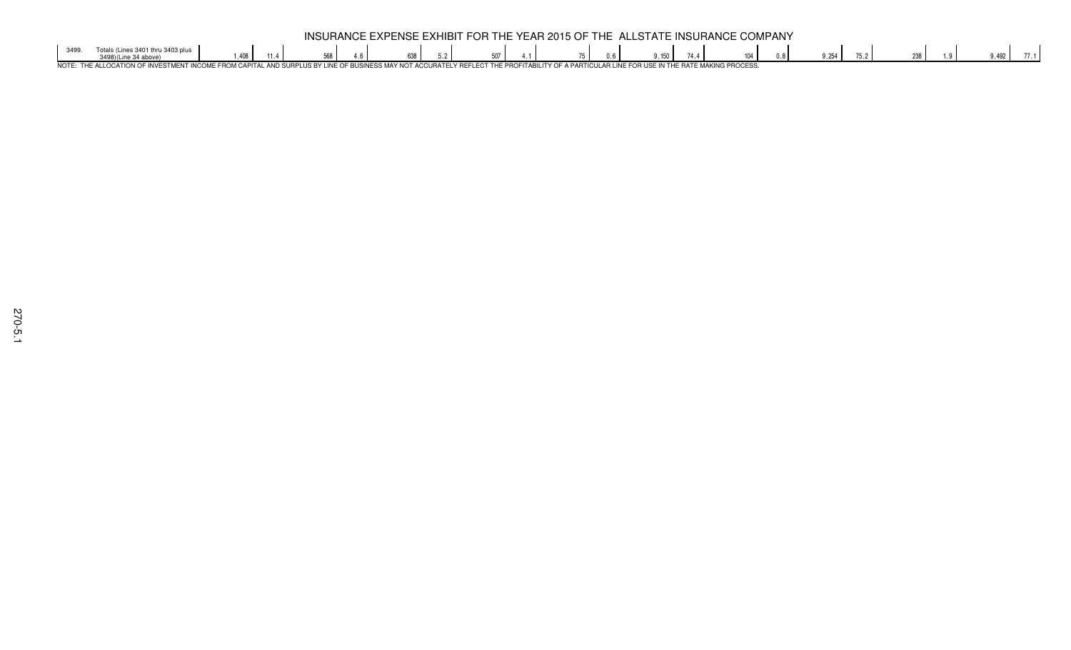# INSURANCE EXPENSE EXHIBIT FOR THE YEAR 2015 OF THE ALLSTATE INSURANCE COMPANY

| | | | | | | | | | | | | | | | | | | | | |
|---|---|---|---|---|---|---|---|---|---|---|---|---|---|---|---|---|---|---|---|---|
| 3499. | Totals (Lines 3401 thru 3403 plus 3498)(Line 34 above) | 1,408 | 11.4 | 568 | 4.6 | 638 | 5.2 | 507 | 4.1 | 75 | 0.6 | 9,150 | 74.4 | 104 | 0.8 | 9,254 | 75.2 | 238 | 1.9 | 9,492 | 77.1 |

NOTE: THE ALLOCATION OF INVESTMENT INCOME FROM CAPITAL AND SURPLUS BY LINE OF BUSINESS MAY NOT ACCURATELY REFLECT THE PROFITABILITY OF A PARTICULAR LINE FOR USE IN THE RATE MAKING PROCESS.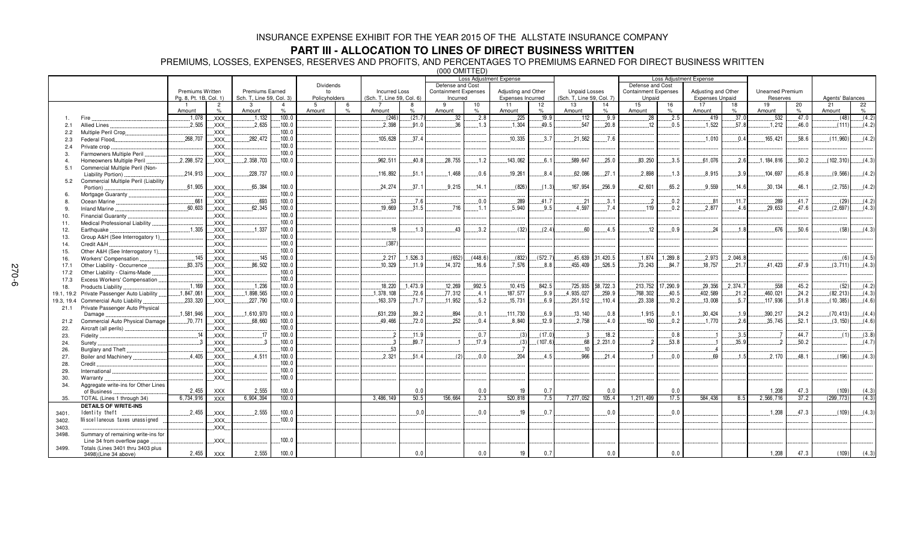# INSURANCE EXPENSE EXHIBIT FOR THE YEAR 2015 OF THE ALLSTATE INSURANCE COMPANY

## PART III - ALLOCATION TO LINES OF DIRECT BUSINESS WRITTEN

PREMIUMS, LOSSES, EXPENSES, RESERVES AND PROFITS, AND PERCENTAGES TO PREMIUMS EARNED FOR DIRECT BUSINESS WRITTEN

(000 OMITTED)

| | | Premiums Written Pg. 8, Pt. 1B, Col. 1) | | Premiums Earned Sch. T, Line 59, Col. 3) | | Dividends to Policyholders | | Incurred Loss (Sch. T, Line 59, Col. 6) | | Loss Adjustment Expense: Defense and Cost Containment Expenses Incurred | | Loss Adjustment Expense: Adjusting and Other Expenses Incurred | | Unpaid Losses (Sch. T, Line 59, Col. 7) | | Loss Adjustment Expense: Defense and Cost Containment Expenses Unpaid | | Loss Adjustment Expense: Adjusting and Other Expenses Unpaid | | Unearned Premium Reserves | | Agents' Balances | |
|---|---|---|---|---|---|---|---|---|---|---|---|---|---|---|---|---|---|---|---|---|---|---|---|
| | | 1 | 2 | 3 | 4 | 5 | 6 | 7 | 8 | 9 | 10 | 11 | 12 | 13 | 14 | 15 | 16 | 17 | 18 | 19 | 20 | 21 | 22 |
| | | Amount | % | Amount | % | Amount | % | Amount | % | Amount | % | Amount | % | Amount | % | Amount | % | Amount | % | Amount | % | Amount | % |
| 1. | Fire | 1,078 | XXX | 1,132 | 100.0 | | | (246) | (21.7) | 32 | 2.8 | 225 | 19.9 | 112 | 9.9 | 28 | 2.5 | 419 | 37.0 | 532 | 47.0 | (48) | (4.2) |
| 2.1 | Allied Lines | 2,505 | XXX | 2,635 | 100.0 | | | 2,398 | 91.0 | 36 | 1.3 | 1,304 | 49.5 | 547 | 20.8 | 12 | 0.5 | 1,522 | 57.8 | 1,212 | 46.0 | (111) | (4.2) |
| 2.2 | Multiple Peril Crop | | XXX | | 100.0 | | | | | | | | | | | | | | | | | | |
| 2.3 | Federal Flood | 268,707 | XXX | 282,472 | 100.0 | | | 105,628 | 37.4 | | | 10,335 | 3.7 | 21,562 | 7.6 | | | 1,010 | 0.4 | 165,421 | 58.6 | (11,960) | (4.2) |
| 2.4 | Private crop | | XXX | | 100.0 | | | | | | | | | | | | | | | | | | |
| 3. | Farmowners Multiple Peril | | XXX | | 100.0 | | | | | | | | | | | | | | | | | | |
| 4. | Homeowners Multiple Peril | 2,298,572 | XXX | 2,358,703 | 100.0 | | | 962,511 | 40.8 | 28,755 | 1.2 | 143,062 | 6.1 | 589,647 | 25.0 | 83,250 | 3.5 | 61,076 | 2.6 | 1,184,816 | 50.2 | (102,310) | (4.3) |
| 5.1 | Commercial Multiple Peril (Non-Liability Portion) | 214,913 | XXX | 228,737 | 100.0 | | | 116,892 | 51.1 | 1,468 | 0.6 | 19,261 | 8.4 | 62,086 | 27.1 | 2,898 | 1.3 | 8,915 | 3.9 | 104,697 | 45.8 | (9,566) | (4.2) |
| 5.2 | Commercial Multiple Peril (Liability Portion) | 61,905 | XXX | 65,384 | 100.0 | | | 24,274 | 37.1 | 9,215 | 14.1 | (826) | (1.3) | 167,954 | 256.9 | 42,601 | 65.2 | 9,559 | 14.6 | 30,134 | 46.1 | (2,755) | (4.2) |
| 6. | Mortgage Guaranty | | XXX | | 100.0 | | | | | | | | | | | | | | | | | | |
| 8. | Ocean Marine | 661 | XXX | 693 | 100.0 | | | 53 | 7.6 | | 0.0 | 289 | 41.7 | 21 | 3.1 | 2 | 0.2 | 81 | 11.7 | 289 | 41.7 | (29) | (4.2) |
| 9. | Inland Marine | 60,603 | XXX | 62,345 | 100.0 | | | 19,669 | 31.5 | 716 | 1.1 | 5,940 | 9.5 | 4,597 | 7.4 | 119 | 0.2 | 2,877 | 4.6 | 29,653 | 47.6 | (2,697) | (4.3) |
| 10. | Financial Guaranty | | XXX | | 100.0 | | | | | | | | | | | | | | | | | | |
| 11. | Medical Professional Liability | | XXX | | 100.0 | | | | | | | | | | | | | | | | | | |
| 12. | Earthquake | 1,305 | XXX | 1,337 | 100.0 | | | 18 | 1.3 | 43 | 3.2 | (32) | (2.4) | 60 | 4.5 | 12 | 0.9 | 24 | 1.8 | 676 | 50.6 | (58) | (4.3) |
| 13. | Group A&H (See Interrogatory 1) | | XXX | | 100.0 | | | | | | | | | | | | | | | | | | |
| 14. | Credit A&H | | XXX | | 100.0 | | | (387) | | | | | | | | | | | | | | | |
| 15. | Other A&H (See Interrogatory 1) | | XXX | | 100.0 | | | | | | | | | | | | | | | | | | |
| 16. | Workers' Compensation | 145 | XXX | 145 | 100.0 | | | 2,217 | 1,526.3 | (652) | (448.6) | (832) | (572.7) | 45,639 | 31,420.5 | 1,874 | 1,289.8 | 2,973 | 2,046.8 | | | (6) | (4.5) |
| 17.1 | Other Liability - Occurrence | 83,375 | XXX | 86,502 | 100.0 | | | 10,329 | 11.9 | 14,372 | 16.6 | 7,576 | 8.8 | 455,409 | 526.5 | 73,243 | 84.7 | 18,757 | 21.7 | 41,423 | 47.9 | (3,711) | (4.3) |
| 17.2 | Other Liability - Claims-Made | | XXX | | 100.0 | | | | | | | | | | | | | | | | | | |
| 17.3 | Excess Workers' Compensation | | XXX | | 100.0 | | | | | | | | | | | | | | | | | | |
| 18. | Products Liability | 1,169 | XXX | 1,236 | 100.0 | | | 18,220 | 1,473.9 | 12,269 | 992.5 | 10,415 | 842.5 | 725,935 | 58,722.3 | 213,752 | 17,290.9 | 29,356 | 2,374.7 | 558 | 45.2 | (52) | (4.2) |
| 19.1, 19.2 | Private Passenger Auto Liability | 1,847,061 | XXX | 1,898,565 | 100.0 | | | 1,378,108 | 72.6 | 77,312 | 4.1 | 187,577 | 9.9 | 4,935,027 | 259.9 | 768,302 | 40.5 | 402,589 | 21.2 | 460,021 | 24.2 | (82,213) | (4.3) |
| 19.3, 19.4 | Commercial Auto Liability | 233,320 | XXX | 227,790 | 100.0 | | | 163,379 | 71.7 | 11,952 | 5.2 | 15,731 | 6.9 | 251,512 | 110.4 | 23,338 | 10.2 | 13,008 | 5.7 | 117,936 | 51.8 | (10,385) | (4.6) |
| 21.1 | Private Passenger Auto Physical Damage | 1,581,946 | XXX | 1,610,970 | 100.0 | | | 631,239 | 39.2 | 894 | 0.1 | 111,730 | 6.9 | 13,140 | 0.8 | 1,915 | 0.1 | 30,424 | 1.9 | 390,217 | 24.2 | (70,413) | (4.4) |
| 21.2 | Commercial Auto Physical Damage | 70,771 | XXX | 68,660 | 100.0 | | | 49,466 | 72.0 | 252 | 0.4 | 8,840 | 12.9 | 2,758 | 4.0 | 150 | 0.2 | 1,770 | 2.6 | 35,745 | 52.1 | (3,150) | (4.6) |
| 22. | Aircraft (all perils) | | XXX | | 100.0 | | | | | | | | | | | | | | | | | | |
| 23. | Fidelity | 14 | XXX | 17 | 100.0 | | | 2 | 11.9 | | 0.7 | (3) | (17.0) | 3 | 18.2 | | 0.8 | 1 | 3.5 | 7 | 44.7 | (1) | (3.8) |
| 24. | Surety | 3 | XXX | 3 | 100.0 | | | 3 | 89.7 | 1 | 17.9 | (3) | (107.6) | 68 | 2,231.0 | 2 | 53.8 | 1 | 35.9 | 2 | 50.2 | | (4.7) |
| 26. | Burglary and Theft | | XXX | | 100.0 | | | 53 | | | | 7 | | 10 | | | | 4 | | | | | |
| 27. | Boiler and Machinery | 4,405 | XXX | 4,511 | 100.0 | | | 2,321 | 51.4 | (2) | 0.0 | 204 | 4.5 | 966 | 21.4 | 1 | 0.0 | 69 | 1.5 | 2,170 | 48.1 | (196) | (4.3) |
| 28. | Credit | | XXX | | 100.0 | | | | | | | | | | | | | | | | | | |
| 29. | International | | XXX | | 100.0 | | | | | | | | | | | | | | | | | | |
| 30. | Warranty | | XXX | | 100.0 | | | | | | | | | | | | | | | | | | |
| 34. | Aggregate write-ins for Other Lines of Business | 2,455 | XXX | 2,555 | 100.0 | | | | 0.0 | | 0.0 | 19 | 0.7 | | 0.0 | | 0.0 | | | 1,208 | 47.3 | (109) | (4.3) |
| 35. | TOTAL (Lines 1 through 34) | 6,734,916 | XXX | 6,904,394 | 100.0 | | | 3,486,149 | 50.5 | 156,664 | 2.3 | 520,818 | 7.5 | 7,277,052 | 105.4 | 1,211,499 | 17.5 | 584,436 | 8.5 | 2,566,716 | 37.2 | (299,773) | (4.3) |
| | **DETAILS OF WRITE-INS** | | | | | | | | | | | | | | | | | | | | | | |
| 3401. | Identity theft | 2,455 | XXX | 2,555 | 100.0 | | | | 0.0 | | 0.0 | 19 | 0.7 | | 0.0 | | 0.0 | | | 1,208 | 47.3 | (109) | (4.3) |
| 3402. | Miscellaneous taxes unassigned | | XXX | | 100.0 | | | | | | | | | | | | | | | | | | |
| 3403. | | | XXX | | | | | | | | | | | | | | | | | | | | |
| 3498. | Summary of remaining write-ins for Line 34 from overflow page | | XXX | | 100.0 | | | | | | | | | | | | | | | | | | |
| 3499. | Totals (Lines 3401 thru 3403 plus 3498)(Line 34 above) | 2,455 | XXX | 2,555 | 100.0 | | | | 0.0 | | 0.0 | 19 | 0.7 | | 0.0 | | 0.0 | | | 1,208 | 47.3 | (109) | (4.3) |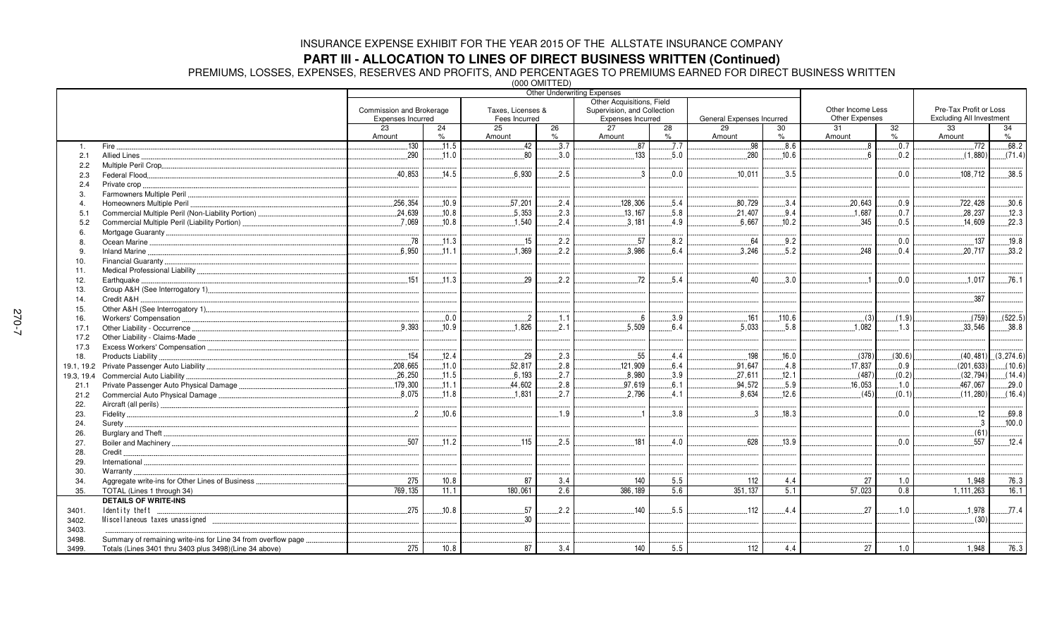# INSURANCE EXPENSE EXHIBIT FOR THE YEAR 2015 OF THE ALLSTATE INSURANCE COMPANY

## PART III - ALLOCATION TO LINES OF DIRECT BUSINESS WRITTEN (Continued)

PREMIUMS, LOSSES, EXPENSES, RESERVES AND PROFITS, AND PERCENTAGES TO PREMIUMS EARNED FOR DIRECT BUSINESS WRITTEN

(000 OMITTED)

| | | Other Underwriting Expenses | | | | | | | | Other Income Less Other Expenses | | Pre-Tax Profit or Loss Excluding All Investment | |
|---|---|---|---|---|---|---|---|---|---|---|---|---|---|
| | | Commission and Brokerage Expenses Incurred | | Taxes, Licenses & Fees Incurred | | Other Acquisitions, Field Supervision, and Collection Expenses Incurred | | General Expenses Incurred | | | | | |
| | | 23 Amount | 24 % | 25 Amount | 26 % | 27 Amount | 28 % | 29 Amount | 30 % | 31 Amount | 32 % | 33 Amount | 34 % |
| 1. | Fire | 130 | 11.5 | 42 | 3.7 | 87 | 7.7 | 98 | 8.6 | 8 | 0.7 | 772 | 68.2 |
| 2.1 | Allied Lines | 290 | 11.0 | 80 | 3.0 | 133 | 5.0 | 280 | 10.6 | 6 | 0.2 | (1,880) | (71.4) |
| 2.2 | Multiple Peril Crop | | | | | | | | | | | | |
| 2.3 | Federal Flood | 40,853 | 14.5 | 6,930 | 2.5 | 3 | 0.0 | 10,011 | 3.5 | | 0.0 | 108,712 | 38.5 |
| 2.4 | Private crop | | | | | | | | | | | | |
| 3. | Farmowners Multiple Peril | | | | | | | | | | | | |
| 4. | Homeowners Multiple Peril | 256,354 | 10.9 | 57,201 | 2.4 | 128,306 | 5.4 | 80,729 | 3.4 | 20,643 | 0.9 | 722,428 | 30.6 |
| 5.1 | Commercial Multiple Peril (Non-Liability Portion) | 24,639 | 10.8 | 5,353 | 2.3 | 13,167 | 5.8 | 21,407 | 9.4 | 1,687 | 0.7 | 28,237 | 12.3 |
| 5.2 | Commercial Multiple Peril (Liability Portion) | 7,069 | 10.8 | 1,540 | 2.4 | 3,181 | 4.9 | 6,667 | 10.2 | 345 | 0.5 | 14,609 | 22.3 |
| 6. | Mortgage Guaranty | | | | | | | | | | | | |
| 8. | Ocean Marine | 78 | 11.3 | 15 | 2.2 | 57 | 8.2 | 64 | 9.2 | | 0.0 | 137 | 19.8 |
| 9. | Inland Marine | 6,950 | 11.1 | 1,369 | 2.2 | 3,986 | 6.4 | 3,246 | 5.2 | 248 | 0.4 | 20,717 | 33.2 |
| 10. | Financial Guaranty | | | | | | | | | | | | |
| 11. | Medical Professional Liability | | | | | | | | | | | | |
| 12. | Earthquake | 151 | 11.3 | 29 | 2.2 | 72 | 5.4 | 40 | 3.0 | 1 | 0.0 | 1,017 | 76.1 |
| 13. | Group A&H (See Interrogatory 1) | | | | | | | | | | | | |
| 14. | Credit A&H | | | | | | | | | | | 387 | |
| 15. | Other A&H (See Interrogatory 1) | | | | | | | | | | | | |
| 16. | Workers' Compensation | | 0.0 | 2 | 1.1 | 6 | 3.9 | 161 | 110.6 | (3) | (1.9) | (759) | (522.5) |
| 17.1 | Other Liability - Occurrence | 9,393 | 10.9 | 1,826 | 2.1 | 5,509 | 6.4 | 5,033 | 5.8 | 1,082 | 1.3 | 33,546 | 38.8 |
| 17.2 | Other Liability - Claims-Made | | | | | | | | | | | | |
| 17.3 | Excess Workers' Compensation | | | | | | | | | | | | |
| 18. | Products Liability | 154 | 12.4 | 29 | 2.3 | 55 | 4.4 | 198 | 16.0 | (378) | (30.6) | (40,481) | (3,274.6) |
| 19.1, 19.2 | Private Passenger Auto Liability | 208,665 | 11.0 | 52,817 | 2.8 | 121,909 | 6.4 | 91,647 | 4.8 | 17,837 | 0.9 | (201,633) | (10.6) |
| 19.3, 19.4 | Commercial Auto Liability | 26,250 | 11.5 | 6,193 | 2.7 | 8,980 | 3.9 | 27,611 | 12.1 | (487) | (0.2) | (32,794) | (14.4) |
| 21.1 | Private Passenger Auto Physical Damage | 179,300 | 11.1 | 44,602 | 2.8 | 97,619 | 6.1 | 94,572 | 5.9 | 16,053 | 1.0 | 467,067 | 29.0 |
| 21.2 | Commercial Auto Physical Damage | 8,075 | 11.8 | 1,831 | 2.7 | 2,796 | 4.1 | 8,634 | 12.6 | (45) | (0.1) | (11,280) | (16.4) |
| 22. | Aircraft (all perils) | | | | | | | | | | | | |
| 23. | Fidelity | 2 | 10.6 | | 1.9 | 1 | 3.8 | 3 | 18.3 | | 0.0 | 12 | 69.8 |
| 24. | Surety | | | | | | | | | | | 3 | 100.0 |
| 26. | Burglary and Theft | | | | | | | | | | | (61) | |
| 27. | Boiler and Machinery | 507 | 11.2 | 115 | 2.5 | 181 | 4.0 | 628 | 13.9 | | 0.0 | 557 | 12.4 |
| 28. | Credit | | | | | | | | | | | | |
| 29. | International | | | | | | | | | | | | |
| 30. | Warranty | | | | | | | | | | | | |
| 34. | Aggregate write-ins for Other Lines of Business | 275 | 10.8 | 87 | 3.4 | 140 | 5.5 | 112 | 4.4 | 27 | 1.0 | 1,948 | 76.3 |
| 35. | TOTAL (Lines 1 through 34) | 769,135 | 11.1 | 180,061 | 2.6 | 386,189 | 5.6 | 351,137 | 5.1 | 57,023 | 0.8 | 1,111,263 | 16.1 |
| | **DETAILS OF WRITE-INS** | | | | | | | | | | | | |
| 3401. | Identity theft | 275 | 10.8 | 57 | 2.2 | 140 | 5.5 | 112 | 4.4 | 27 | 1.0 | 1,978 | 77.4 |
| 3402. | Miscellaneous taxes unassigned | | | 30 | | | | | | | | (30) | |
| 3403. | | | | | | | | | | | | | |
| 3498. | Summary of remaining write-ins for Line 34 from overflow page | | | | | | | | | | | | |
| 3499. | Totals (Lines 3401 thru 3403 plus 3498)(Line 34 above) | 275 | 10.8 | 87 | 3.4 | 140 | 5.5 | 112 | 4.4 | 27 | 1.0 | 1,948 | 76.3 |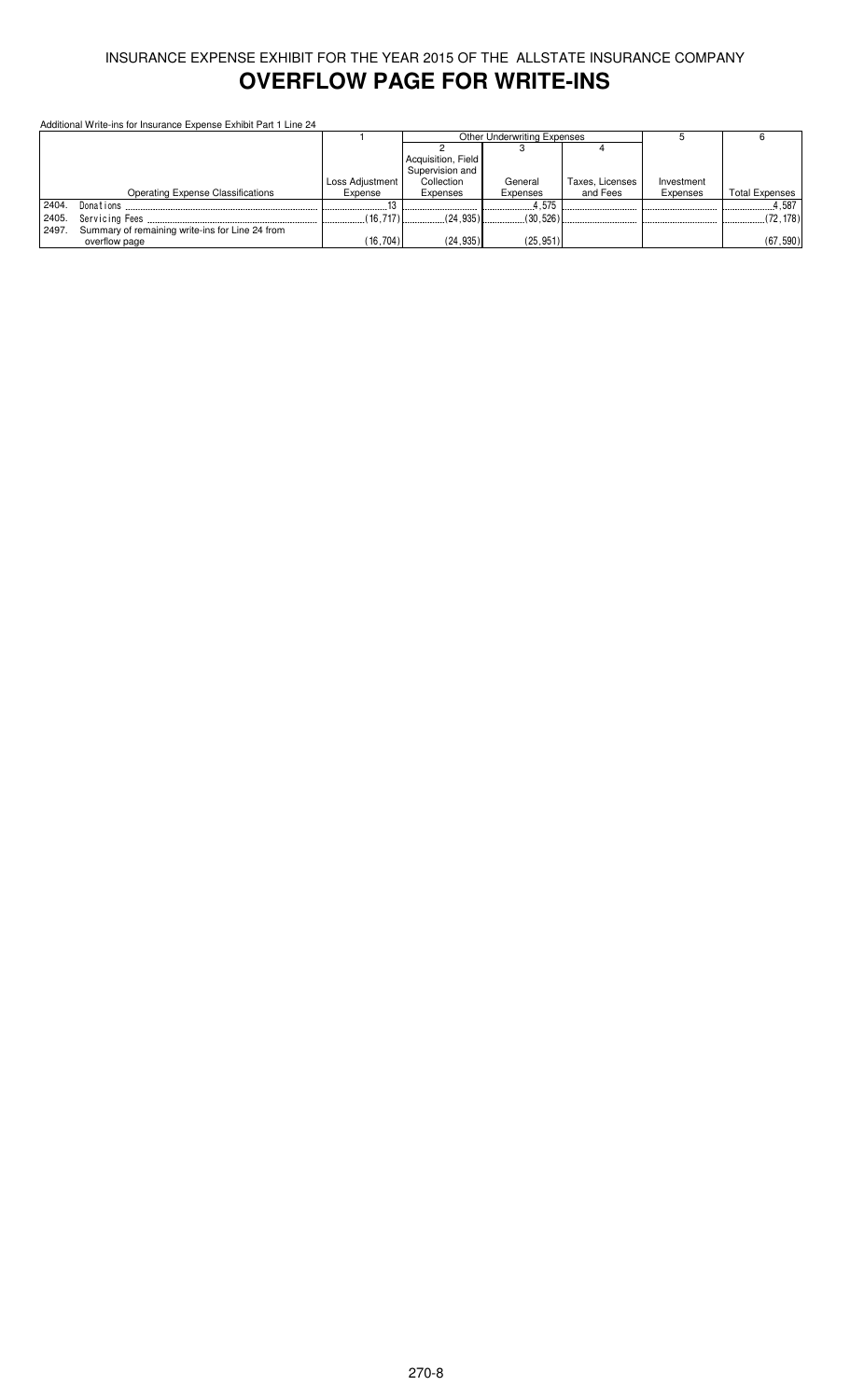INSURANCE EXPENSE EXHIBIT FOR THE YEAR 2015 OF THE ALLSTATE INSURANCE COMPANY

# OVERFLOW PAGE FOR WRITE-INS

Additional Write-ins for Insurance Expense Exhibit Part 1 Line 24

| | | 1 | Other Underwriting Expenses | | | 5 | 6 |
|---|---|---|---|---|---|---|---|
| | | | 2 | 3 | 4 | | |
| | Operating Expense Classifications | Loss Adjustment Expense | Acquisition, Field Supervision and Collection Expenses | General Expenses | Taxes, Licenses and Fees | Investment Expenses | Total Expenses |
| 2404. | Donations | 13 | | 4,575 | | | 4,587 |
| 2405. | Servicing Fees | (16,717) | (24,935) | (30,526) | | | (72,178) |
| 2497. | Summary of remaining write-ins for Line 24 from overflow page | (16,704) | (24,935) | (25,951) | | | (67,590) |